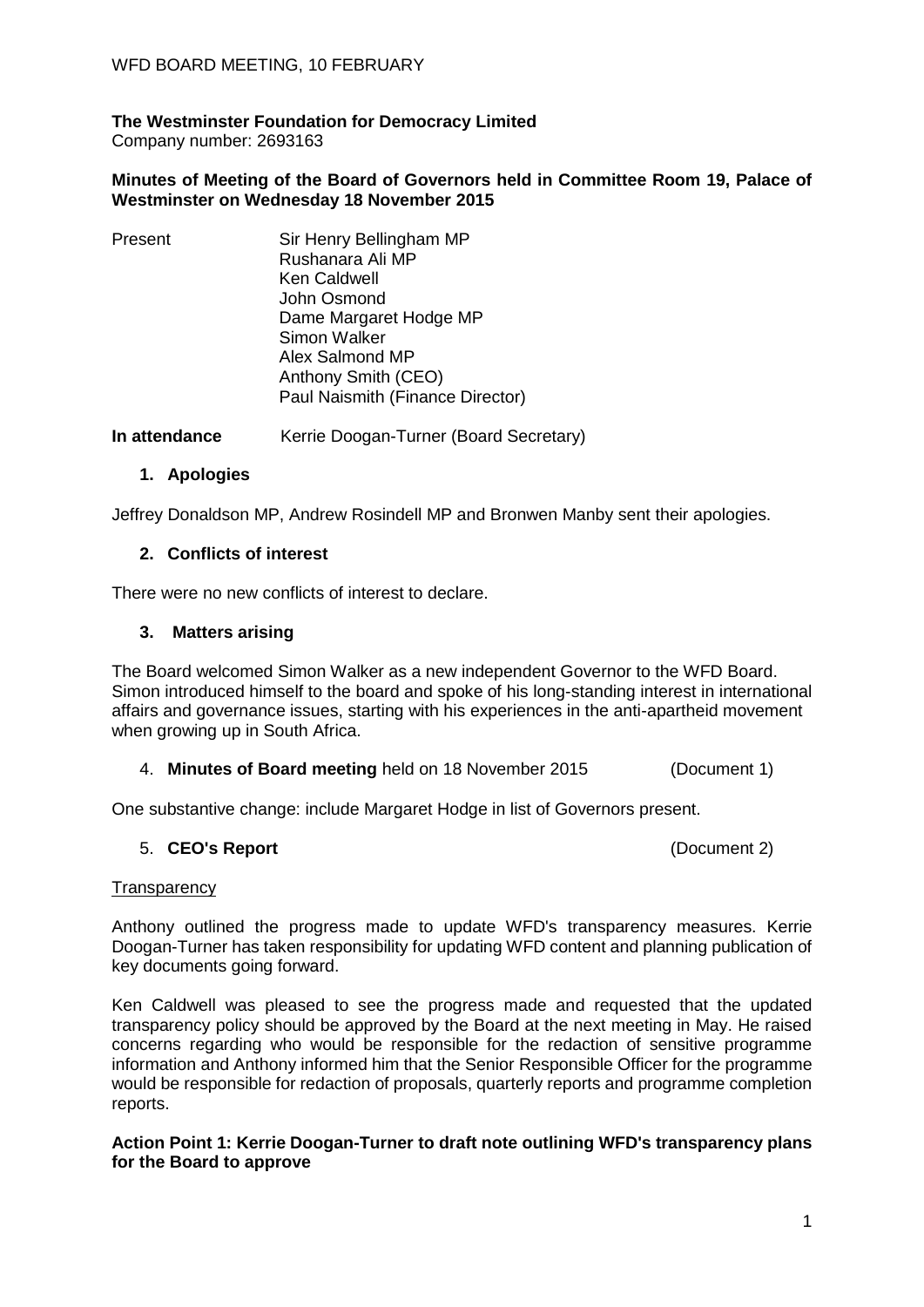WFD BOARD MEETING, 10 FEBRUARY

**The Westminster Foundation for Democracy Limited**
Company number: 2693163

**Minutes of Meeting of the Board of Governors held in Committee Room 19, Palace of Westminster on Wednesday 18 November 2015**

Present
- Sir Henry Bellingham MP
- Rushanara Ali MP
- Ken Caldwell
- John Osmond
- Dame Margaret Hodge MP
- Simon Walker
- Alex Salmond MP
- Anthony Smith (CEO)
- Paul Naismith (Finance Director)

**In attendance** Kerrie Doogan-Turner (Board Secretary)

## 1. Apologies

Jeffrey Donaldson MP, Andrew Rosindell MP and Bronwen Manby sent their apologies.

## 2. Conflicts of interest

There were no new conflicts of interest to declare.

## 3. Matters arising

The Board welcomed Simon Walker as a new independent Governor to the WFD Board. Simon introduced himself to the board and spoke of his long-standing interest in international affairs and governance issues, starting with his experiences in the anti-apartheid movement when growing up in South Africa.

## 4. Minutes of Board meeting held on 18 November 2015 (Document 1)

One substantive change: include Margaret Hodge in list of Governors present.

## 5. CEO's Report (Document 2)

Transparency

Anthony outlined the progress made to update WFD's transparency measures. Kerrie Doogan-Turner has taken responsibility for updating WFD content and planning publication of key documents going forward.

Ken Caldwell was pleased to see the progress made and requested that the updated transparency policy should be approved by the Board at the next meeting in May. He raised concerns regarding who would be responsible for the redaction of sensitive programme information and Anthony informed him that the Senior Responsible Officer for the programme would be responsible for redaction of proposals, quarterly reports and programme completion reports.

**Action Point 1: Kerrie Doogan-Turner to draft note outlining WFD's transparency plans for the Board to approve**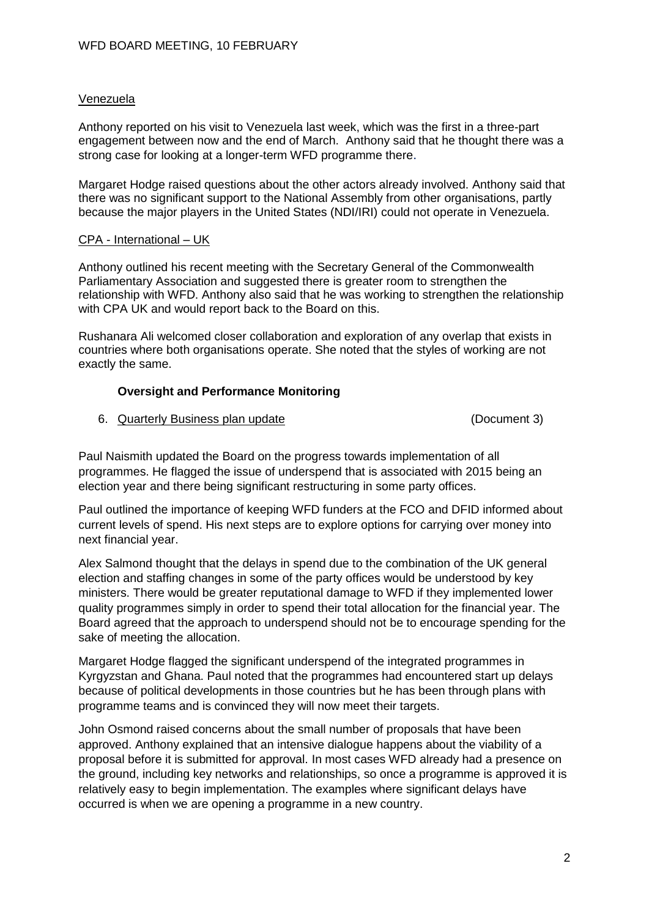### Venezuela

Anthony reported on his visit to Venezuela last week, which was the first in a three-part engagement between now and the end of March. Anthony said that he thought there was a strong case for looking at a longer-term WFD programme there.

Margaret Hodge raised questions about the other actors already involved. Anthony said that there was no significant support to the National Assembly from other organisations, partly because the major players in the United States (NDI/IRI) could not operate in Venezuela.

### CPA - International – UK

Anthony outlined his recent meeting with the Secretary General of the Commonwealth Parliamentary Association and suggested there is greater room to strengthen the relationship with WFD. Anthony also said that he was working to strengthen the relationship with CPA UK and would report back to the Board on this.

Rushanara Ali welcomed closer collaboration and exploration of any overlap that exists in countries where both organisations operate. She noted that the styles of working are not exactly the same.

## Oversight and Performance Monitoring

6. Quarterly Business plan update (Document 3)

Paul Naismith updated the Board on the progress towards implementation of all programmes. He flagged the issue of underspend that is associated with 2015 being an election year and there being significant restructuring in some party offices.

Paul outlined the importance of keeping WFD funders at the FCO and DFID informed about current levels of spend. His next steps are to explore options for carrying over money into next financial year.

Alex Salmond thought that the delays in spend due to the combination of the UK general election and staffing changes in some of the party offices would be understood by key ministers. There would be greater reputational damage to WFD if they implemented lower quality programmes simply in order to spend their total allocation for the financial year. The Board agreed that the approach to underspend should not be to encourage spending for the sake of meeting the allocation.

Margaret Hodge flagged the significant underspend of the integrated programmes in Kyrgyzstan and Ghana. Paul noted that the programmes had encountered start up delays because of political developments in those countries but he has been through plans with programme teams and is convinced they will now meet their targets.

John Osmond raised concerns about the small number of proposals that have been approved. Anthony explained that an intensive dialogue happens about the viability of a proposal before it is submitted for approval. In most cases WFD already had a presence on the ground, including key networks and relationships, so once a programme is approved it is relatively easy to begin implementation. The examples where significant delays have occurred is when we are opening a programme in a new country.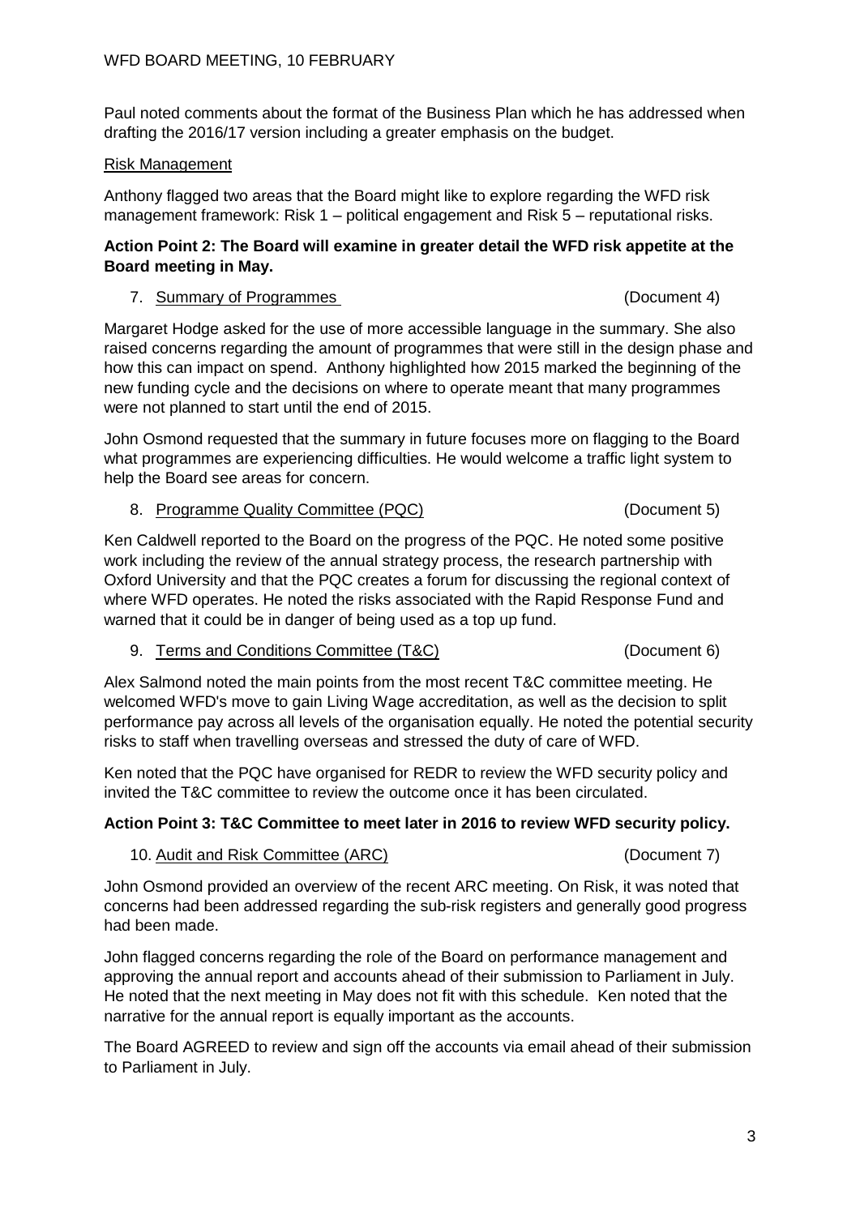Paul noted comments about the format of the Business Plan which he has addressed when drafting the 2016/17 version including a greater emphasis on the budget.

Risk Management

Anthony flagged two areas that the Board might like to explore regarding the WFD risk management framework: Risk 1 – political engagement and Risk 5 – reputational risks.

**Action Point 2: The Board will examine in greater detail the WFD risk appetite at the Board meeting in May.**

7. Summary of Programmes (Document 4)

Margaret Hodge asked for the use of more accessible language in the summary. She also raised concerns regarding the amount of programmes that were still in the design phase and how this can impact on spend. Anthony highlighted how 2015 marked the beginning of the new funding cycle and the decisions on where to operate meant that many programmes were not planned to start until the end of 2015.

John Osmond requested that the summary in future focuses more on flagging to the Board what programmes are experiencing difficulties. He would welcome a traffic light system to help the Board see areas for concern.

8. Programme Quality Committee (PQC) (Document 5)

Ken Caldwell reported to the Board on the progress of the PQC. He noted some positive work including the review of the annual strategy process, the research partnership with Oxford University and that the PQC creates a forum for discussing the regional context of where WFD operates. He noted the risks associated with the Rapid Response Fund and warned that it could be in danger of being used as a top up fund.

9. Terms and Conditions Committee (T&C) (Document 6)

Alex Salmond noted the main points from the most recent T&C committee meeting. He welcomed WFD's move to gain Living Wage accreditation, as well as the decision to split performance pay across all levels of the organisation equally. He noted the potential security risks to staff when travelling overseas and stressed the duty of care of WFD.

Ken noted that the PQC have organised for REDR to review the WFD security policy and invited the T&C committee to review the outcome once it has been circulated.

**Action Point 3: T&C Committee to meet later in 2016 to review WFD security policy.**

10. Audit and Risk Committee (ARC) (Document 7)

John Osmond provided an overview of the recent ARC meeting. On Risk, it was noted that concerns had been addressed regarding the sub-risk registers and generally good progress had been made.

John flagged concerns regarding the role of the Board on performance management and approving the annual report and accounts ahead of their submission to Parliament in July. He noted that the next meeting in May does not fit with this schedule. Ken noted that the narrative for the annual report is equally important as the accounts.

The Board AGREED to review and sign off the accounts via email ahead of their submission to Parliament in July.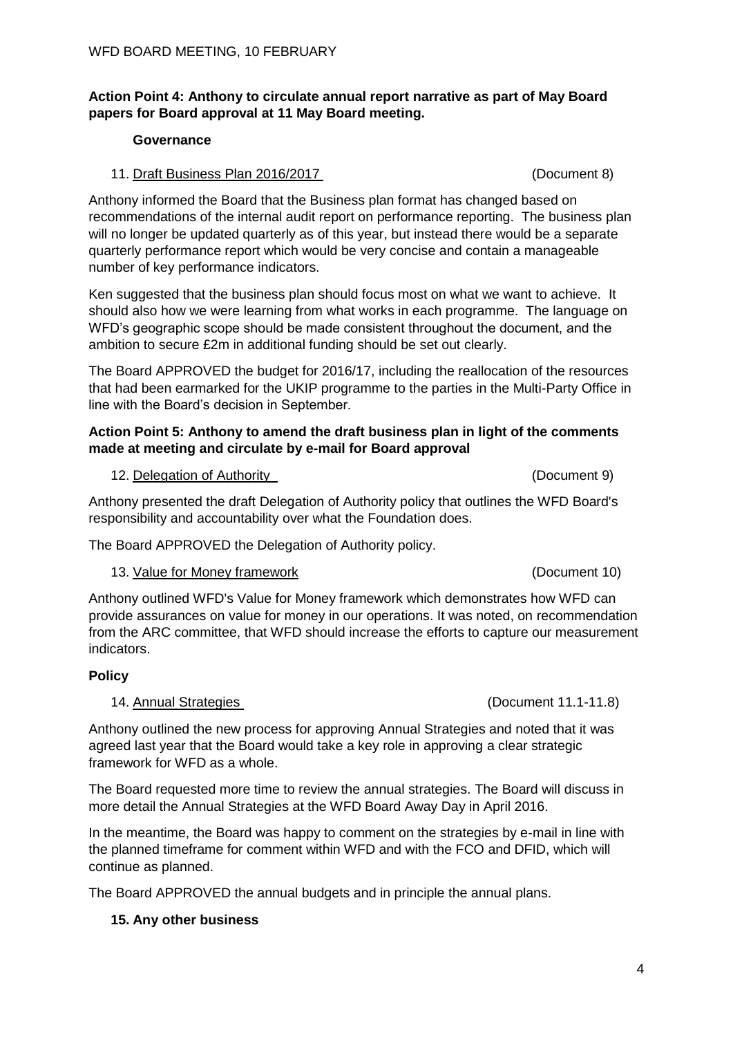**Action Point 4: Anthony to circulate annual report narrative as part of May Board papers for Board approval at 11 May Board meeting.**

### Governance

11. Draft Business Plan 2016/2017 (Document 8)

Anthony informed the Board that the Business plan format has changed based on recommendations of the internal audit report on performance reporting. The business plan will no longer be updated quarterly as of this year, but instead there would be a separate quarterly performance report which would be very concise and contain a manageable number of key performance indicators.

Ken suggested that the business plan should focus most on what we want to achieve. It should also how we were learning from what works in each programme. The language on WFD's geographic scope should be made consistent throughout the document, and the ambition to secure £2m in additional funding should be set out clearly.

The Board APPROVED the budget for 2016/17, including the reallocation of the resources that had been earmarked for the UKIP programme to the parties in the Multi-Party Office in line with the Board's decision in September.

**Action Point 5: Anthony to amend the draft business plan in light of the comments made at meeting and circulate by e-mail for Board approval**

12. Delegation of Authority (Document 9)

Anthony presented the draft Delegation of Authority policy that outlines the WFD Board's responsibility and accountability over what the Foundation does.

The Board APPROVED the Delegation of Authority policy.

13. Value for Money framework (Document 10)

Anthony outlined WFD's Value for Money framework which demonstrates how WFD can provide assurances on value for money in our operations. It was noted, on recommendation from the ARC committee, that WFD should increase the efforts to capture our measurement indicators.

### Policy

14. Annual Strategies (Document 11.1-11.8)

Anthony outlined the new process for approving Annual Strategies and noted that it was agreed last year that the Board would take a key role in approving a clear strategic framework for WFD as a whole.

The Board requested more time to review the annual strategies. The Board will discuss in more detail the Annual Strategies at the WFD Board Away Day in April 2016.

In the meantime, the Board was happy to comment on the strategies by e-mail in line with the planned timeframe for comment within WFD and with the FCO and DFID, which will continue as planned.

The Board APPROVED the annual budgets and in principle the annual plans.

### 15. Any other business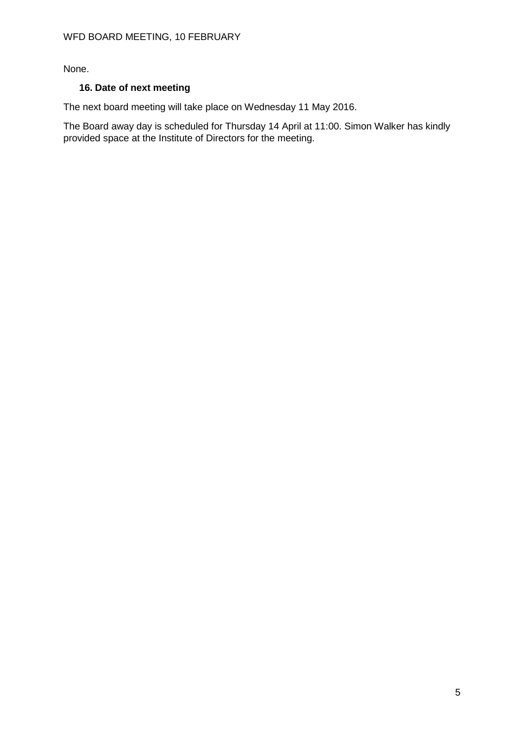None.

### 16. Date of next meeting

The next board meeting will take place on Wednesday 11 May 2016.

The Board away day is scheduled for Thursday 14 April at 11:00. Simon Walker has kindly provided space at the Institute of Directors for the meeting.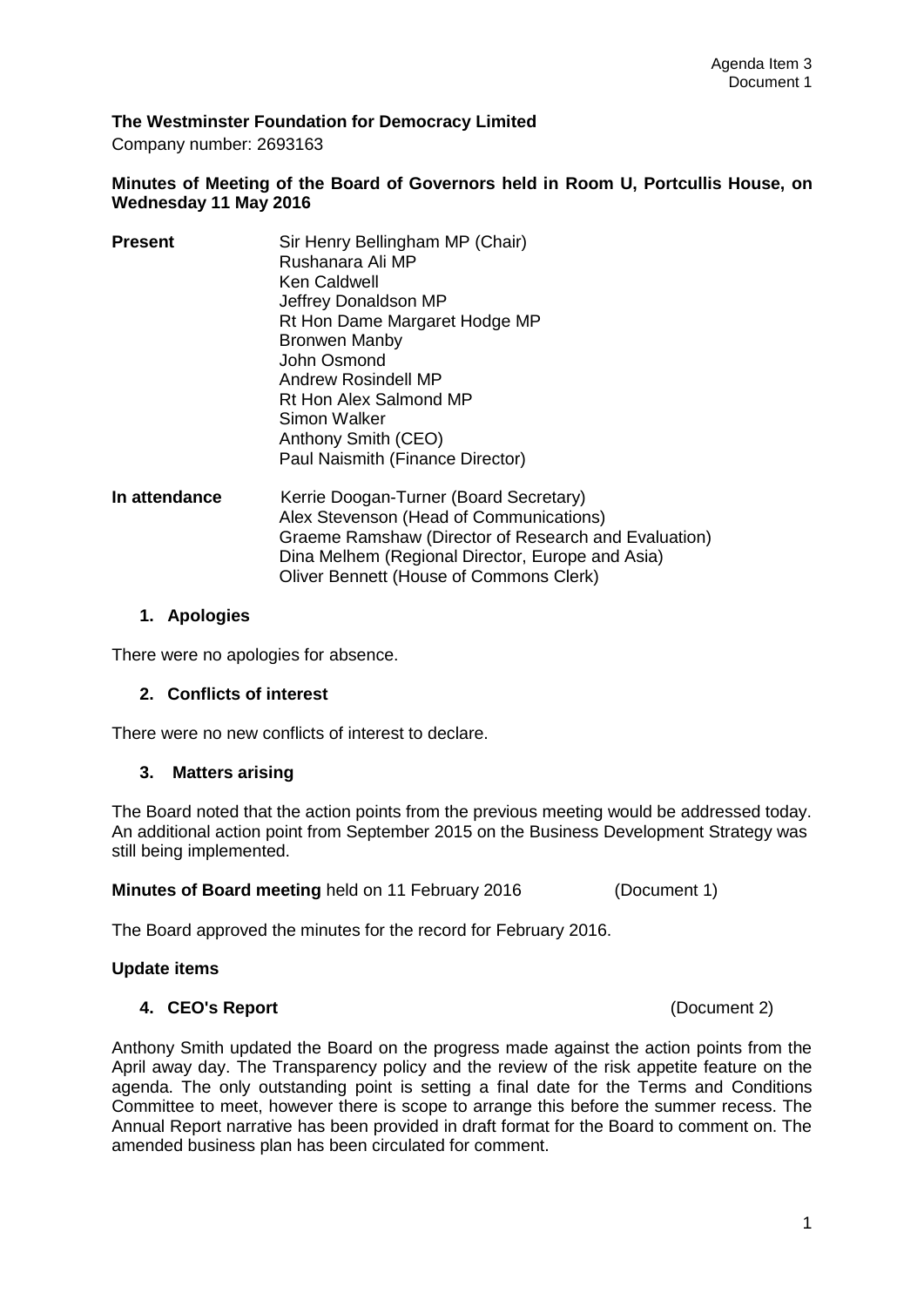Agenda Item 3
Document 1

**The Westminster Foundation for Democracy Limited**

Company number: 2693163

**Minutes of Meeting of the Board of Governors held in Room U, Portcullis House, on Wednesday 11 May 2016**

**Present**

Sir Henry Bellingham MP (Chair)
Rushanara Ali MP
Ken Caldwell
Jeffrey Donaldson MP
Rt Hon Dame Margaret Hodge MP
Bronwen Manby
John Osmond
Andrew Rosindell MP
Rt Hon Alex Salmond MP
Simon Walker
Anthony Smith (CEO)
Paul Naismith (Finance Director)

**In attendance**

Kerrie Doogan-Turner (Board Secretary)
Alex Stevenson (Head of Communications)
Graeme Ramshaw (Director of Research and Evaluation)
Dina Melhem (Regional Director, Europe and Asia)
Oliver Bennett (House of Commons Clerk)

## 1. Apologies

There were no apologies for absence.

## 2. Conflicts of interest

There were no new conflicts of interest to declare.

## 3. Matters arising

The Board noted that the action points from the previous meeting would be addressed today. An additional action point from September 2015 on the Business Development Strategy was still being implemented.

**Minutes of Board meeting** held on 11 February 2016 (Document 1)

The Board approved the minutes for the record for February 2016.

**Update items**

## 4. CEO's Report (Document 2)

Anthony Smith updated the Board on the progress made against the action points from the April away day. The Transparency policy and the review of the risk appetite feature on the agenda. The only outstanding point is setting a final date for the Terms and Conditions Committee to meet, however there is scope to arrange this before the summer recess. The Annual Report narrative has been provided in draft format for the Board to comment on. The amended business plan has been circulated for comment.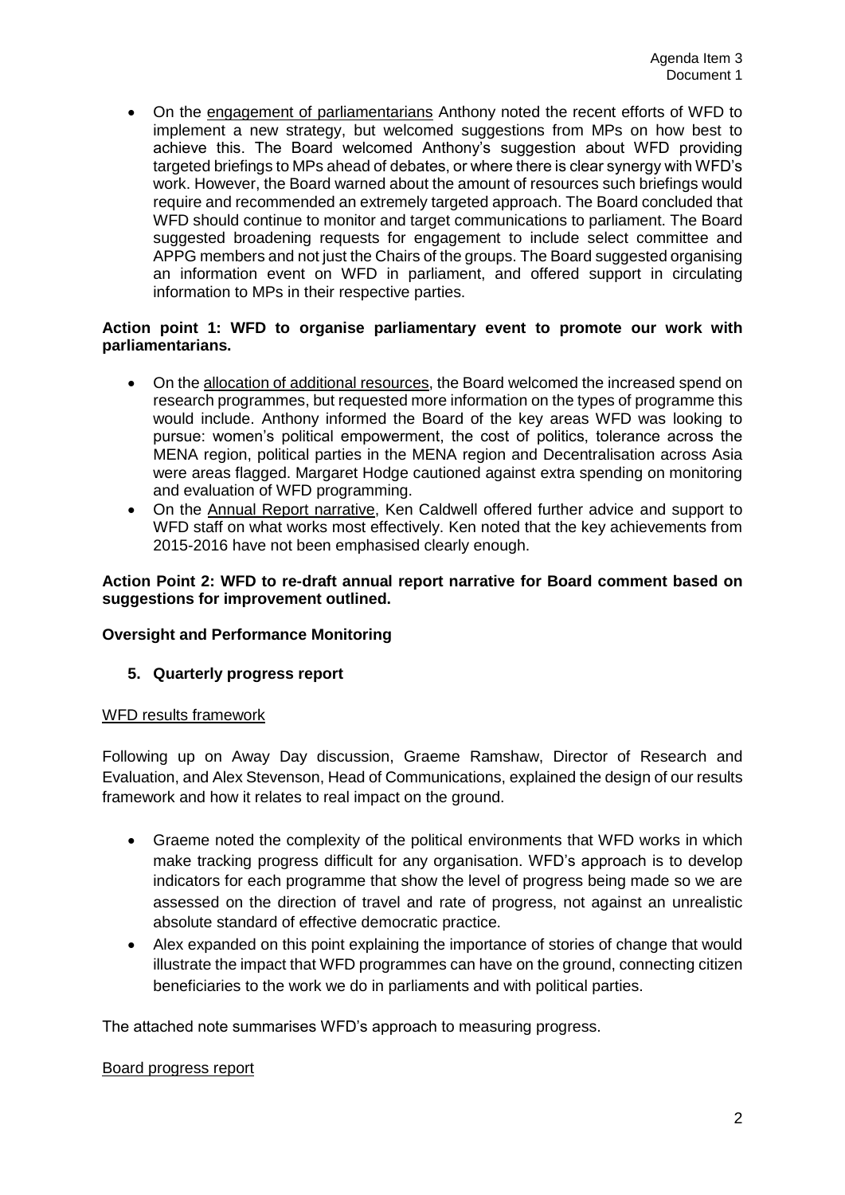- On the engagement of parliamentarians Anthony noted the recent efforts of WFD to implement a new strategy, but welcomed suggestions from MPs on how best to achieve this. The Board welcomed Anthony's suggestion about WFD providing targeted briefings to MPs ahead of debates, or where there is clear synergy with WFD's work. However, the Board warned about the amount of resources such briefings would require and recommended an extremely targeted approach. The Board concluded that WFD should continue to monitor and target communications to parliament. The Board suggested broadening requests for engagement to include select committee and APPG members and not just the Chairs of the groups. The Board suggested organising an information event on WFD in parliament, and offered support in circulating information to MPs in their respective parties.

**Action point 1: WFD to organise parliamentary event to promote our work with parliamentarians.**

- On the allocation of additional resources, the Board welcomed the increased spend on research programmes, but requested more information on the types of programme this would include. Anthony informed the Board of the key areas WFD was looking to pursue: women's political empowerment, the cost of politics, tolerance across the MENA region, political parties in the MENA region and Decentralisation across Asia were areas flagged. Margaret Hodge cautioned against extra spending on monitoring and evaluation of WFD programming.
- On the Annual Report narrative, Ken Caldwell offered further advice and support to WFD staff on what works most effectively. Ken noted that the key achievements from 2015-2016 have not been emphasised clearly enough.

**Action Point 2: WFD to re-draft annual report narrative for Board comment based on suggestions for improvement outlined.**

**Oversight and Performance Monitoring**

**5. Quarterly progress report**

WFD results framework

Following up on Away Day discussion, Graeme Ramshaw, Director of Research and Evaluation, and Alex Stevenson, Head of Communications, explained the design of our results framework and how it relates to real impact on the ground.

- Graeme noted the complexity of the political environments that WFD works in which make tracking progress difficult for any organisation. WFD's approach is to develop indicators for each programme that show the level of progress being made so we are assessed on the direction of travel and rate of progress, not against an unrealistic absolute standard of effective democratic practice.
- Alex expanded on this point explaining the importance of stories of change that would illustrate the impact that WFD programmes can have on the ground, connecting citizen beneficiaries to the work we do in parliaments and with political parties.

The attached note summarises WFD's approach to measuring progress.

Board progress report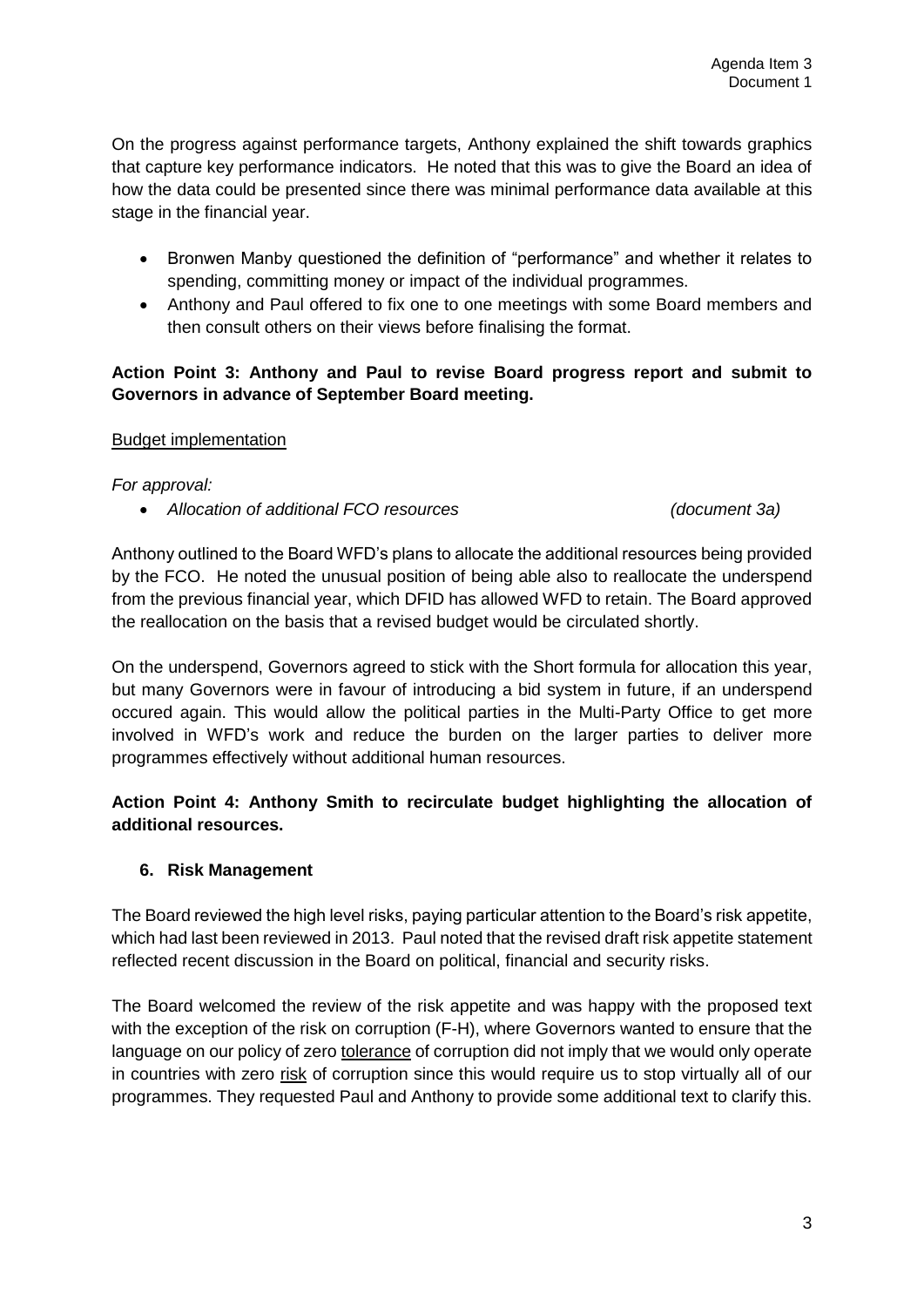On the progress against performance targets, Anthony explained the shift towards graphics that capture key performance indicators. He noted that this was to give the Board an idea of how the data could be presented since there was minimal performance data available at this stage in the financial year.

- Bronwen Manby questioned the definition of "performance" and whether it relates to spending, committing money or impact of the individual programmes.
- Anthony and Paul offered to fix one to one meetings with some Board members and then consult others on their views before finalising the format.

**Action Point 3: Anthony and Paul to revise Board progress report and submit to Governors in advance of September Board meeting.**

Budget implementation

*For approval:*

- *Allocation of additional FCO resources* *(document 3a)*

Anthony outlined to the Board WFD's plans to allocate the additional resources being provided by the FCO. He noted the unusual position of being able also to reallocate the underspend from the previous financial year, which DFID has allowed WFD to retain. The Board approved the reallocation on the basis that a revised budget would be circulated shortly.

On the underspend, Governors agreed to stick with the Short formula for allocation this year, but many Governors were in favour of introducing a bid system in future, if an underspend occured again. This would allow the political parties in the Multi-Party Office to get more involved in WFD's work and reduce the burden on the larger parties to deliver more programmes effectively without additional human resources.

**Action Point 4: Anthony Smith to recirculate budget highlighting the allocation of additional resources.**

## 6. Risk Management

The Board reviewed the high level risks, paying particular attention to the Board's risk appetite, which had last been reviewed in 2013. Paul noted that the revised draft risk appetite statement reflected recent discussion in the Board on political, financial and security risks.

The Board welcomed the review of the risk appetite and was happy with the proposed text with the exception of the risk on corruption (F-H), where Governors wanted to ensure that the language on our policy of zero tolerance of corruption did not imply that we would only operate in countries with zero risk of corruption since this would require us to stop virtually all of our programmes. They requested Paul and Anthony to provide some additional text to clarify this.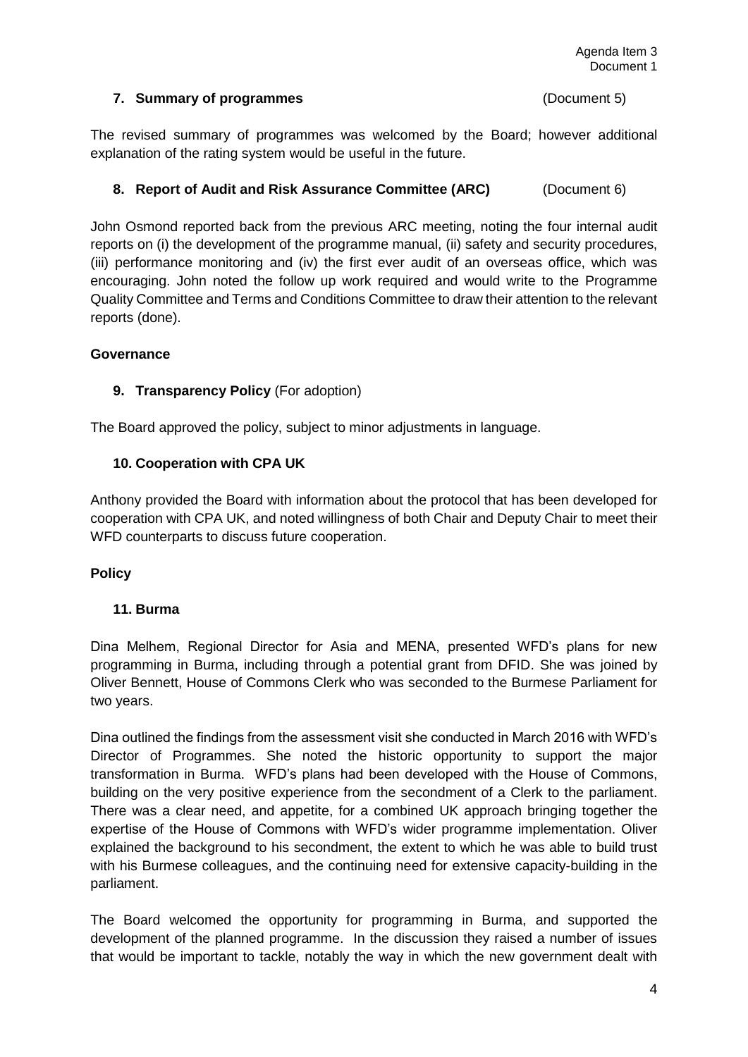### 7. Summary of programmes (Document 5)

The revised summary of programmes was welcomed by the Board; however additional explanation of the rating system would be useful in the future.

### 8. Report of Audit and Risk Assurance Committee (ARC) (Document 6)

John Osmond reported back from the previous ARC meeting, noting the four internal audit reports on (i) the development of the programme manual, (ii) safety and security procedures, (iii) performance monitoring and (iv) the first ever audit of an overseas office, which was encouraging. John noted the follow up work required and would write to the Programme Quality Committee and Terms and Conditions Committee to draw their attention to the relevant reports (done).

## Governance

### 9. Transparency Policy (For adoption)

The Board approved the policy, subject to minor adjustments in language.

### 10. Cooperation with CPA UK

Anthony provided the Board with information about the protocol that has been developed for cooperation with CPA UK, and noted willingness of both Chair and Deputy Chair to meet their WFD counterparts to discuss future cooperation.

## Policy

### 11. Burma

Dina Melhem, Regional Director for Asia and MENA, presented WFD's plans for new programming in Burma, including through a potential grant from DFID. She was joined by Oliver Bennett, House of Commons Clerk who was seconded to the Burmese Parliament for two years.

Dina outlined the findings from the assessment visit she conducted in March 2016 with WFD's Director of Programmes. She noted the historic opportunity to support the major transformation in Burma. WFD's plans had been developed with the House of Commons, building on the very positive experience from the secondment of a Clerk to the parliament. There was a clear need, and appetite, for a combined UK approach bringing together the expertise of the House of Commons with WFD's wider programme implementation. Oliver explained the background to his secondment, the extent to which he was able to build trust with his Burmese colleagues, and the continuing need for extensive capacity-building in the parliament.

The Board welcomed the opportunity for programming in Burma, and supported the development of the planned programme. In the discussion they raised a number of issues that would be important to tackle, notably the way in which the new government dealt with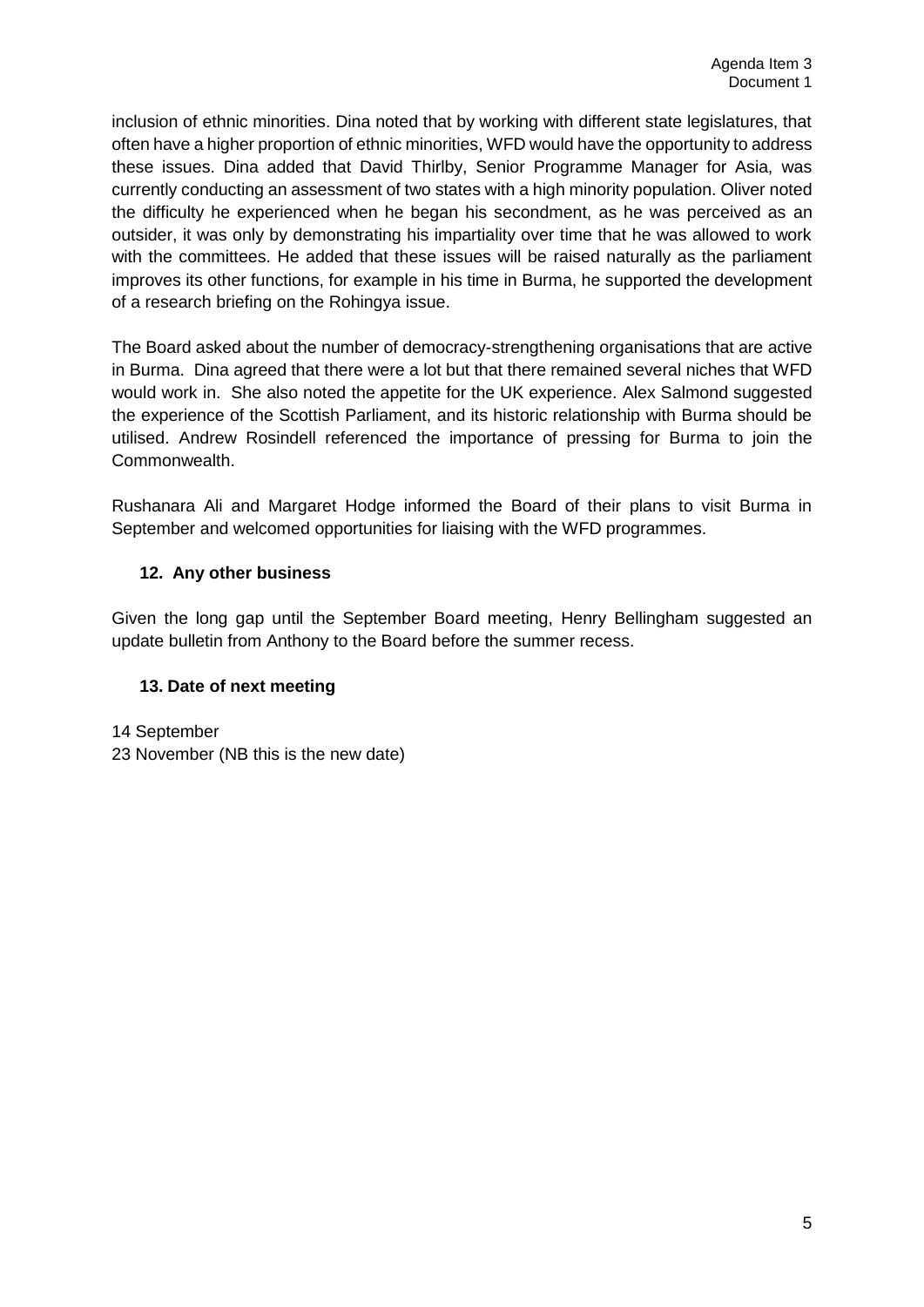inclusion of ethnic minorities. Dina noted that by working with different state legislatures, that often have a higher proportion of ethnic minorities, WFD would have the opportunity to address these issues. Dina added that David Thirlby, Senior Programme Manager for Asia, was currently conducting an assessment of two states with a high minority population. Oliver noted the difficulty he experienced when he began his secondment, as he was perceived as an outsider, it was only by demonstrating his impartiality over time that he was allowed to work with the committees. He added that these issues will be raised naturally as the parliament improves its other functions, for example in his time in Burma, he supported the development of a research briefing on the Rohingya issue.

The Board asked about the number of democracy-strengthening organisations that are active in Burma. Dina agreed that there were a lot but that there remained several niches that WFD would work in. She also noted the appetite for the UK experience. Alex Salmond suggested the experience of the Scottish Parliament, and its historic relationship with Burma should be utilised. Andrew Rosindell referenced the importance of pressing for Burma to join the Commonwealth.

Rushanara Ali and Margaret Hodge informed the Board of their plans to visit Burma in September and welcomed opportunities for liaising with the WFD programmes.

### 12. Any other business

Given the long gap until the September Board meeting, Henry Bellingham suggested an update bulletin from Anthony to the Board before the summer recess.

### 13. Date of next meeting

14 September
23 November (NB this is the new date)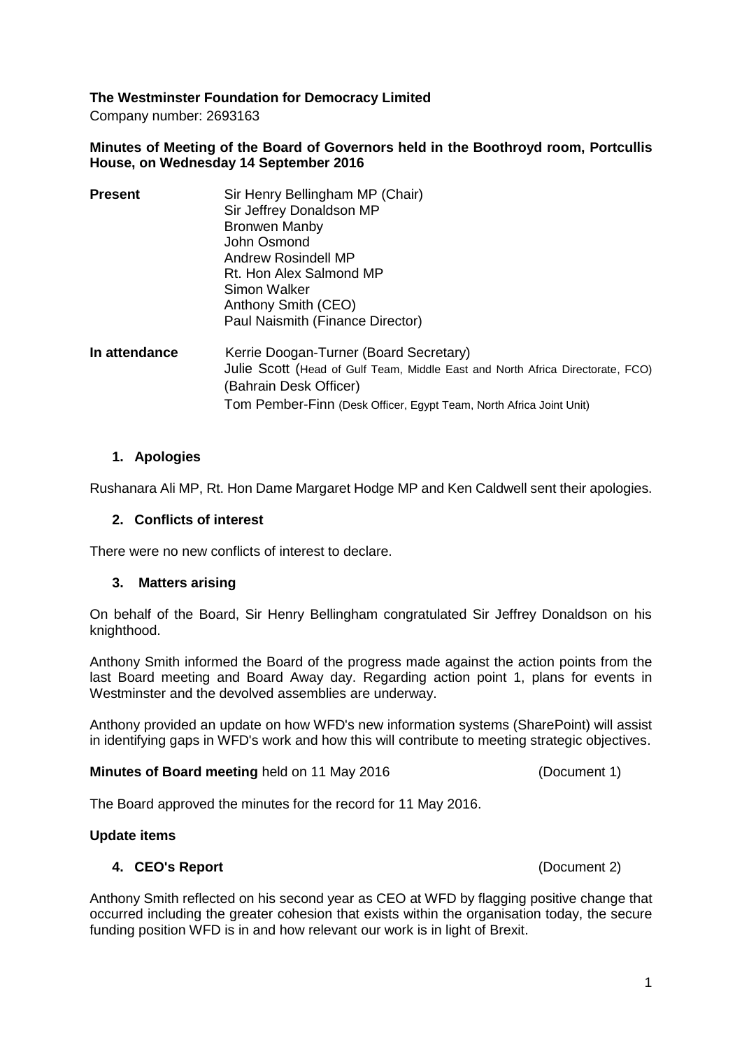**The Westminster Foundation for Democracy Limited**

Company number: 2693163

**Minutes of Meeting of the Board of Governors held in the Boothroyd room, Portcullis House, on Wednesday 14 September 2016**

| | |
|---|---|
| **Present** | Sir Henry Bellingham MP (Chair)<br>Sir Jeffrey Donaldson MP<br>Bronwen Manby<br>John Osmond<br>Andrew Rosindell MP<br>Rt. Hon Alex Salmond MP<br>Simon Walker<br>Anthony Smith (CEO)<br>Paul Naismith (Finance Director) |
| **In attendance** | Kerrie Doogan-Turner (Board Secretary)<br>Julie Scott (Head of Gulf Team, Middle East and North Africa Directorate, FCO) (Bahrain Desk Officer)<br>Tom Pember-Finn (Desk Officer, Egypt Team, North Africa Joint Unit) |

**1. Apologies**

Rushanara Ali MP, Rt. Hon Dame Margaret Hodge MP and Ken Caldwell sent their apologies.

**2. Conflicts of interest**

There were no new conflicts of interest to declare.

**3. Matters arising**

On behalf of the Board, Sir Henry Bellingham congratulated Sir Jeffrey Donaldson on his knighthood.

Anthony Smith informed the Board of the progress made against the action points from the last Board meeting and Board Away day. Regarding action point 1, plans for events in Westminster and the devolved assemblies are underway.

Anthony provided an update on how WFD's new information systems (SharePoint) will assist in identifying gaps in WFD's work and how this will contribute to meeting strategic objectives.

**Minutes of Board meeting** held on 11 May 2016 (Document 1)

The Board approved the minutes for the record for 11 May 2016.

**Update items**

**4. CEO's Report** (Document 2)

Anthony Smith reflected on his second year as CEO at WFD by flagging positive change that occurred including the greater cohesion that exists within the organisation today, the secure funding position WFD is in and how relevant our work is in light of Brexit.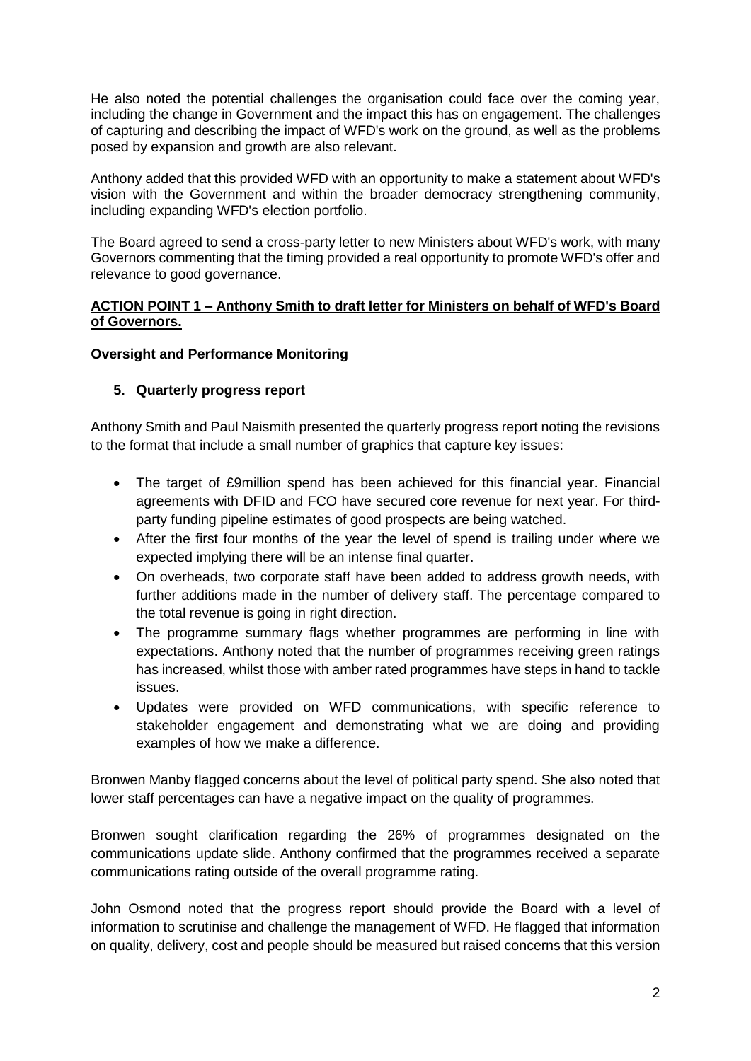He also noted the potential challenges the organisation could face over the coming year, including the change in Government and the impact this has on engagement. The challenges of capturing and describing the impact of WFD's work on the ground, as well as the problems posed by expansion and growth are also relevant.

Anthony added that this provided WFD with an opportunity to make a statement about WFD's vision with the Government and within the broader democracy strengthening community, including expanding WFD's election portfolio.

The Board agreed to send a cross-party letter to new Ministers about WFD's work, with many Governors commenting that the timing provided a real opportunity to promote WFD's offer and relevance to good governance.

**ACTION POINT 1 – Anthony Smith to draft letter for Ministers on behalf of WFD's Board of Governors.**

**Oversight and Performance Monitoring**

**5. Quarterly progress report**

Anthony Smith and Paul Naismith presented the quarterly progress report noting the revisions to the format that include a small number of graphics that capture key issues:

- The target of £9million spend has been achieved for this financial year. Financial agreements with DFID and FCO have secured core revenue for next year. For third-party funding pipeline estimates of good prospects are being watched.
- After the first four months of the year the level of spend is trailing under where we expected implying there will be an intense final quarter.
- On overheads, two corporate staff have been added to address growth needs, with further additions made in the number of delivery staff. The percentage compared to the total revenue is going in right direction.
- The programme summary flags whether programmes are performing in line with expectations. Anthony noted that the number of programmes receiving green ratings has increased, whilst those with amber rated programmes have steps in hand to tackle issues.
- Updates were provided on WFD communications, with specific reference to stakeholder engagement and demonstrating what we are doing and providing examples of how we make a difference.

Bronwen Manby flagged concerns about the level of political party spend. She also noted that lower staff percentages can have a negative impact on the quality of programmes.

Bronwen sought clarification regarding the 26% of programmes designated on the communications update slide. Anthony confirmed that the programmes received a separate communications rating outside of the overall programme rating.

John Osmond noted that the progress report should provide the Board with a level of information to scrutinise and challenge the management of WFD. He flagged that information on quality, delivery, cost and people should be measured but raised concerns that this version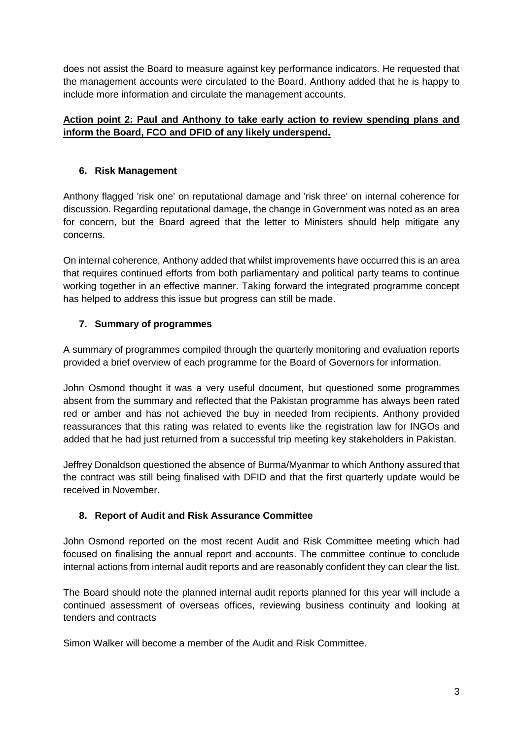does not assist the Board to measure against key performance indicators. He requested that the management accounts were circulated to the Board. Anthony added that he is happy to include more information and circulate the management accounts.

**Action point 2: Paul and Anthony to take early action to review spending plans and inform the Board, FCO and DFID of any likely underspend.**

### 6. Risk Management

Anthony flagged 'risk one' on reputational damage and 'risk three' on internal coherence for discussion. Regarding reputational damage, the change in Government was noted as an area for concern, but the Board agreed that the letter to Ministers should help mitigate any concerns.

On internal coherence, Anthony added that whilst improvements have occurred this is an area that requires continued efforts from both parliamentary and political party teams to continue working together in an effective manner. Taking forward the integrated programme concept has helped to address this issue but progress can still be made.

### 7. Summary of programmes

A summary of programmes compiled through the quarterly monitoring and evaluation reports provided a brief overview of each programme for the Board of Governors for information.

John Osmond thought it was a very useful document, but questioned some programmes absent from the summary and reflected that the Pakistan programme has always been rated red or amber and has not achieved the buy in needed from recipients. Anthony provided reassurances that this rating was related to events like the registration law for INGOs and added that he had just returned from a successful trip meeting key stakeholders in Pakistan.

Jeffrey Donaldson questioned the absence of Burma/Myanmar to which Anthony assured that the contract was still being finalised with DFID and that the first quarterly update would be received in November.

### 8. Report of Audit and Risk Assurance Committee

John Osmond reported on the most recent Audit and Risk Committee meeting which had focused on finalising the annual report and accounts. The committee continue to conclude internal actions from internal audit reports and are reasonably confident they can clear the list.

The Board should note the planned internal audit reports planned for this year will include a continued assessment of overseas offices, reviewing business continuity and looking at tenders and contracts

Simon Walker will become a member of the Audit and Risk Committee.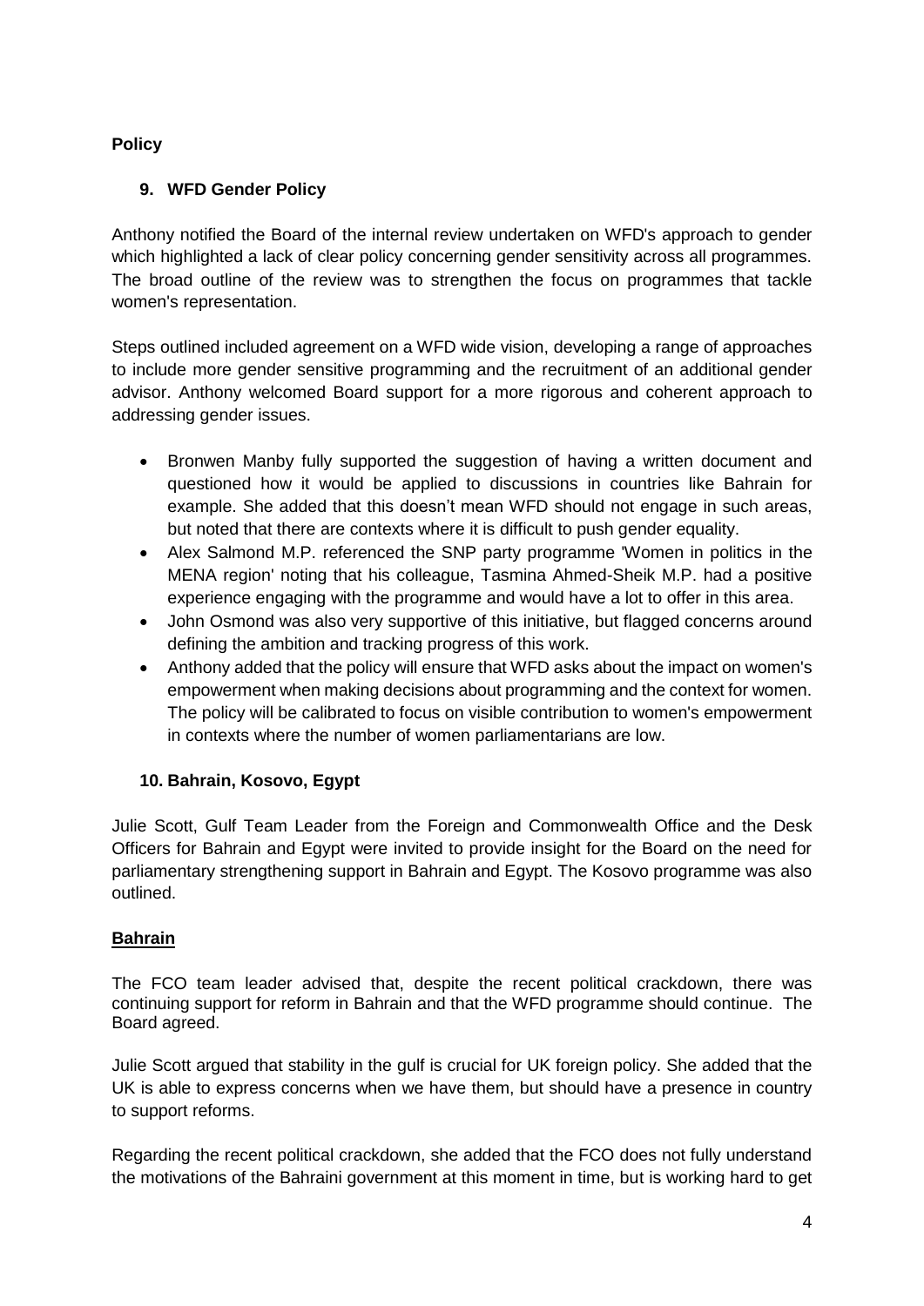**Policy**

**9. WFD Gender Policy**

Anthony notified the Board of the internal review undertaken on WFD's approach to gender which highlighted a lack of clear policy concerning gender sensitivity across all programmes. The broad outline of the review was to strengthen the focus on programmes that tackle women's representation.

Steps outlined included agreement on a WFD wide vision, developing a range of approaches to include more gender sensitive programming and the recruitment of an additional gender advisor. Anthony welcomed Board support for a more rigorous and coherent approach to addressing gender issues.

- Bronwen Manby fully supported the suggestion of having a written document and questioned how it would be applied to discussions in countries like Bahrain for example. She added that this doesn't mean WFD should not engage in such areas, but noted that there are contexts where it is difficult to push gender equality.
- Alex Salmond M.P. referenced the SNP party programme 'Women in politics in the MENA region' noting that his colleague, Tasmina Ahmed-Sheik M.P. had a positive experience engaging with the programme and would have a lot to offer in this area.
- John Osmond was also very supportive of this initiative, but flagged concerns around defining the ambition and tracking progress of this work.
- Anthony added that the policy will ensure that WFD asks about the impact on women's empowerment when making decisions about programming and the context for women. The policy will be calibrated to focus on visible contribution to women's empowerment in contexts where the number of women parliamentarians are low.

**10. Bahrain, Kosovo, Egypt**

Julie Scott, Gulf Team Leader from the Foreign and Commonwealth Office and the Desk Officers for Bahrain and Egypt were invited to provide insight for the Board on the need for parliamentary strengthening support in Bahrain and Egypt. The Kosovo programme was also outlined.

**Bahrain**

The FCO team leader advised that, despite the recent political crackdown, there was continuing support for reform in Bahrain and that the WFD programme should continue. The Board agreed.

Julie Scott argued that stability in the gulf is crucial for UK foreign policy. She added that the UK is able to express concerns when we have them, but should have a presence in country to support reforms.

Regarding the recent political crackdown, she added that the FCO does not fully understand the motivations of the Bahraini government at this moment in time, but is working hard to get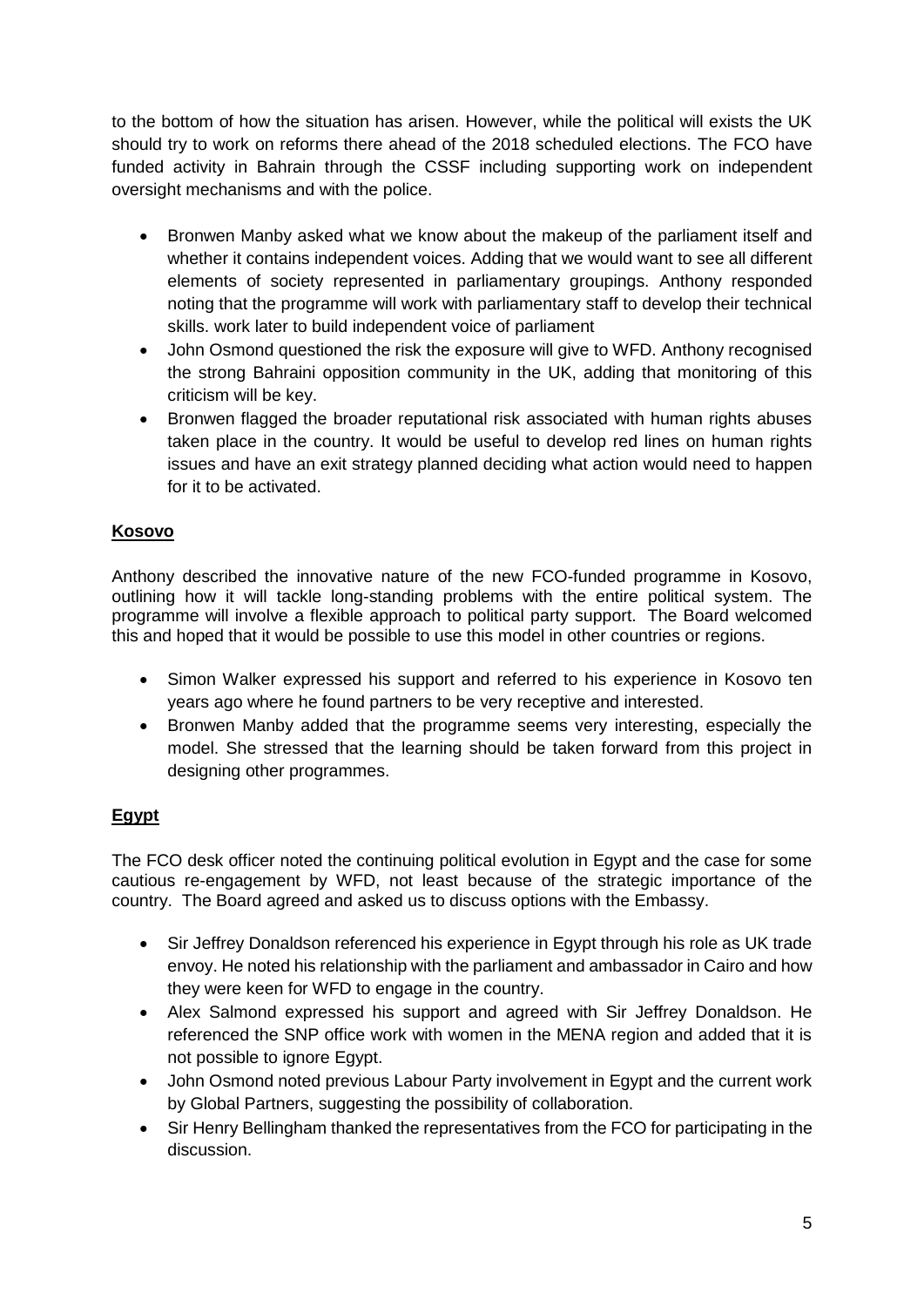to the bottom of how the situation has arisen. However, while the political will exists the UK should try to work on reforms there ahead of the 2018 scheduled elections. The FCO have funded activity in Bahrain through the CSSF including supporting work on independent oversight mechanisms and with the police.

- Bronwen Manby asked what we know about the makeup of the parliament itself and whether it contains independent voices. Adding that we would want to see all different elements of society represented in parliamentary groupings. Anthony responded noting that the programme will work with parliamentary staff to develop their technical skills. work later to build independent voice of parliament
- John Osmond questioned the risk the exposure will give to WFD. Anthony recognised the strong Bahraini opposition community in the UK, adding that monitoring of this criticism will be key.
- Bronwen flagged the broader reputational risk associated with human rights abuses taken place in the country. It would be useful to develop red lines on human rights issues and have an exit strategy planned deciding what action would need to happen for it to be activated.

**Kosovo**

Anthony described the innovative nature of the new FCO-funded programme in Kosovo, outlining how it will tackle long-standing problems with the entire political system. The programme will involve a flexible approach to political party support. The Board welcomed this and hoped that it would be possible to use this model in other countries or regions.

- Simon Walker expressed his support and referred to his experience in Kosovo ten years ago where he found partners to be very receptive and interested.
- Bronwen Manby added that the programme seems very interesting, especially the model. She stressed that the learning should be taken forward from this project in designing other programmes.

**Egypt**

The FCO desk officer noted the continuing political evolution in Egypt and the case for some cautious re-engagement by WFD, not least because of the strategic importance of the country. The Board agreed and asked us to discuss options with the Embassy.

- Sir Jeffrey Donaldson referenced his experience in Egypt through his role as UK trade envoy. He noted his relationship with the parliament and ambassador in Cairo and how they were keen for WFD to engage in the country.
- Alex Salmond expressed his support and agreed with Sir Jeffrey Donaldson. He referenced the SNP office work with women in the MENA region and added that it is not possible to ignore Egypt.
- John Osmond noted previous Labour Party involvement in Egypt and the current work by Global Partners, suggesting the possibility of collaboration.
- Sir Henry Bellingham thanked the representatives from the FCO for participating in the discussion.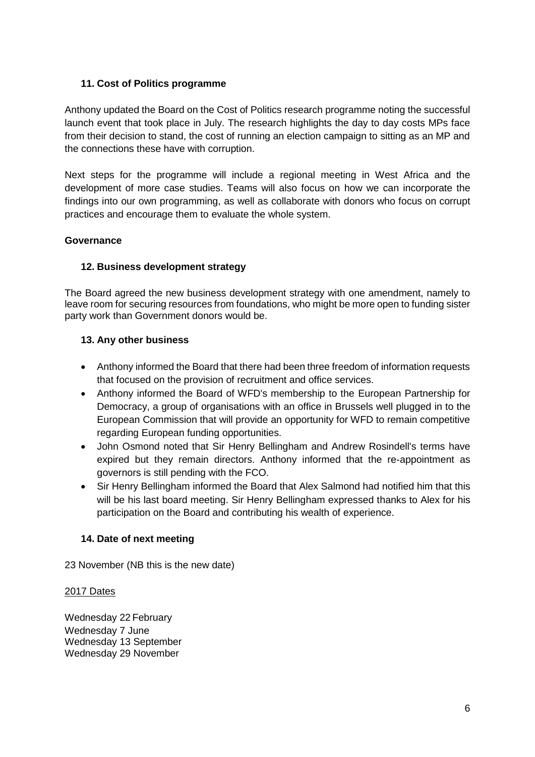### 11. Cost of Politics programme

Anthony updated the Board on the Cost of Politics research programme noting the successful launch event that took place in July. The research highlights the day to day costs MPs face from their decision to stand, the cost of running an election campaign to sitting as an MP and the connections these have with corruption.

Next steps for the programme will include a regional meeting in West Africa and the development of more case studies. Teams will also focus on how we can incorporate the findings into our own programming, as well as collaborate with donors who focus on corrupt practices and encourage them to evaluate the whole system.

## Governance

### 12. Business development strategy

The Board agreed the new business development strategy with one amendment, namely to leave room for securing resources from foundations, who might be more open to funding sister party work than Government donors would be.

### 13. Any other business

- Anthony informed the Board that there had been three freedom of information requests that focused on the provision of recruitment and office services.
- Anthony informed the Board of WFD's membership to the European Partnership for Democracy, a group of organisations with an office in Brussels well plugged in to the European Commission that will provide an opportunity for WFD to remain competitive regarding European funding opportunities.
- John Osmond noted that Sir Henry Bellingham and Andrew Rosindell's terms have expired but they remain directors. Anthony informed that the re-appointment as governors is still pending with the FCO.
- Sir Henry Bellingham informed the Board that Alex Salmond had notified him that this will be his last board meeting. Sir Henry Bellingham expressed thanks to Alex for his participation on the Board and contributing his wealth of experience.

### 14. Date of next meeting

23 November (NB this is the new date)

2017 Dates

Wednesday 22 February
Wednesday 7 June
Wednesday 13 September
Wednesday 29 November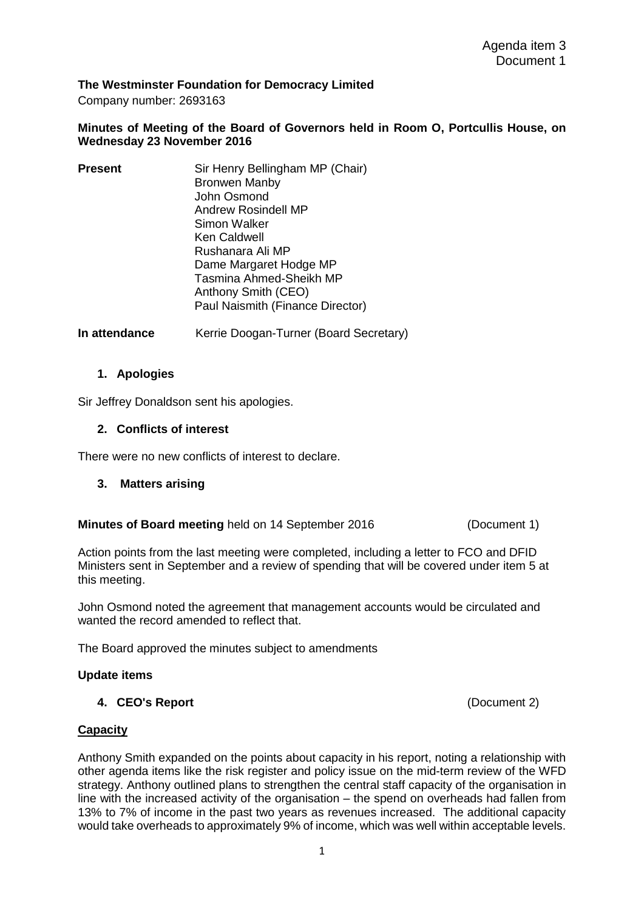Agenda item 3
Document 1

**The Westminster Foundation for Democracy Limited**
Company number: 2693163

**Minutes of Meeting of the Board of Governors held in Room O, Portcullis House, on Wednesday 23 November 2016**

**Present**
Sir Henry Bellingham MP (Chair)
Bronwen Manby
John Osmond
Andrew Rosindell MP
Simon Walker
Ken Caldwell
Rushanara Ali MP
Dame Margaret Hodge MP
Tasmina Ahmed-Sheikh MP
Anthony Smith (CEO)
Paul Naismith (Finance Director)

**In attendance** Kerrie Doogan-Turner (Board Secretary)

### 1. Apologies

Sir Jeffrey Donaldson sent his apologies.

### 2. Conflicts of interest

There were no new conflicts of interest to declare.

### 3. Matters arising

**Minutes of Board meeting** held on 14 September 2016 (Document 1)

Action points from the last meeting were completed, including a letter to FCO and DFID Ministers sent in September and a review of spending that will be covered under item 5 at this meeting.

John Osmond noted the agreement that management accounts would be circulated and wanted the record amended to reflect that.

The Board approved the minutes subject to amendments

**Update items**

### 4. CEO's Report (Document 2)

**Capacity**

Anthony Smith expanded on the points about capacity in his report, noting a relationship with other agenda items like the risk register and policy issue on the mid-term review of the WFD strategy. Anthony outlined plans to strengthen the central staff capacity of the organisation in line with the increased activity of the organisation – the spend on overheads had fallen from 13% to 7% of income in the past two years as revenues increased. The additional capacity would take overheads to approximately 9% of income, which was well within acceptable levels.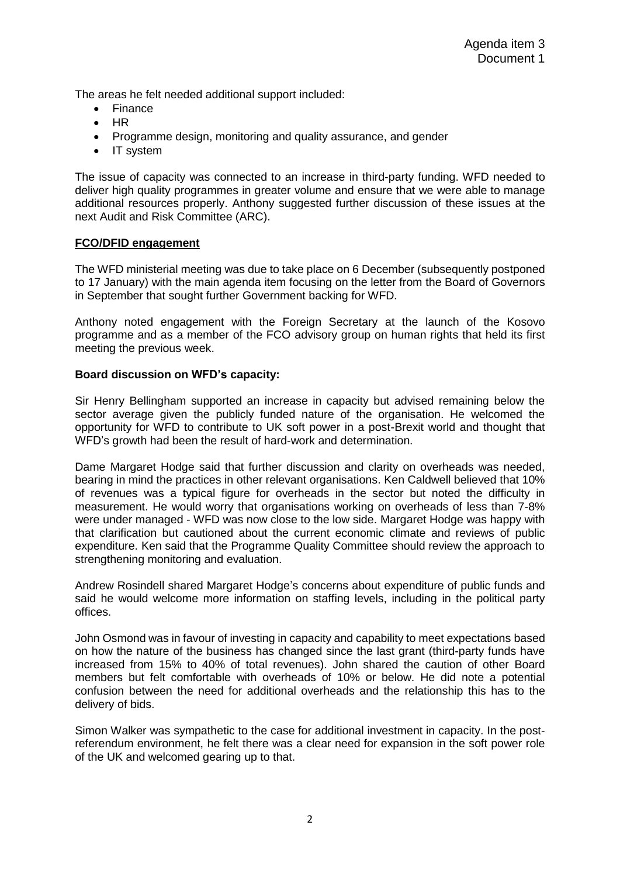The areas he felt needed additional support included:

- Finance
- HR
- Programme design, monitoring and quality assurance, and gender
- IT system

The issue of capacity was connected to an increase in third-party funding. WFD needed to deliver high quality programmes in greater volume and ensure that we were able to manage additional resources properly. Anthony suggested further discussion of these issues at the next Audit and Risk Committee (ARC).

**FCO/DFID engagement**

The WFD ministerial meeting was due to take place on 6 December (subsequently postponed to 17 January) with the main agenda item focusing on the letter from the Board of Governors in September that sought further Government backing for WFD.

Anthony noted engagement with the Foreign Secretary at the launch of the Kosovo programme and as a member of the FCO advisory group on human rights that held its first meeting the previous week.

**Board discussion on WFD's capacity:**

Sir Henry Bellingham supported an increase in capacity but advised remaining below the sector average given the publicly funded nature of the organisation. He welcomed the opportunity for WFD to contribute to UK soft power in a post-Brexit world and thought that WFD's growth had been the result of hard-work and determination.

Dame Margaret Hodge said that further discussion and clarity on overheads was needed, bearing in mind the practices in other relevant organisations. Ken Caldwell believed that 10% of revenues was a typical figure for overheads in the sector but noted the difficulty in measurement. He would worry that organisations working on overheads of less than 7-8% were under managed - WFD was now close to the low side. Margaret Hodge was happy with that clarification but cautioned about the current economic climate and reviews of public expenditure. Ken said that the Programme Quality Committee should review the approach to strengthening monitoring and evaluation.

Andrew Rosindell shared Margaret Hodge's concerns about expenditure of public funds and said he would welcome more information on staffing levels, including in the political party offices.

John Osmond was in favour of investing in capacity and capability to meet expectations based on how the nature of the business has changed since the last grant (third-party funds have increased from 15% to 40% of total revenues). John shared the caution of other Board members but felt comfortable with overheads of 10% or below. He did note a potential confusion between the need for additional overheads and the relationship this has to the delivery of bids.

Simon Walker was sympathetic to the case for additional investment in capacity. In the post-referendum environment, he felt there was a clear need for expansion in the soft power role of the UK and welcomed gearing up to that.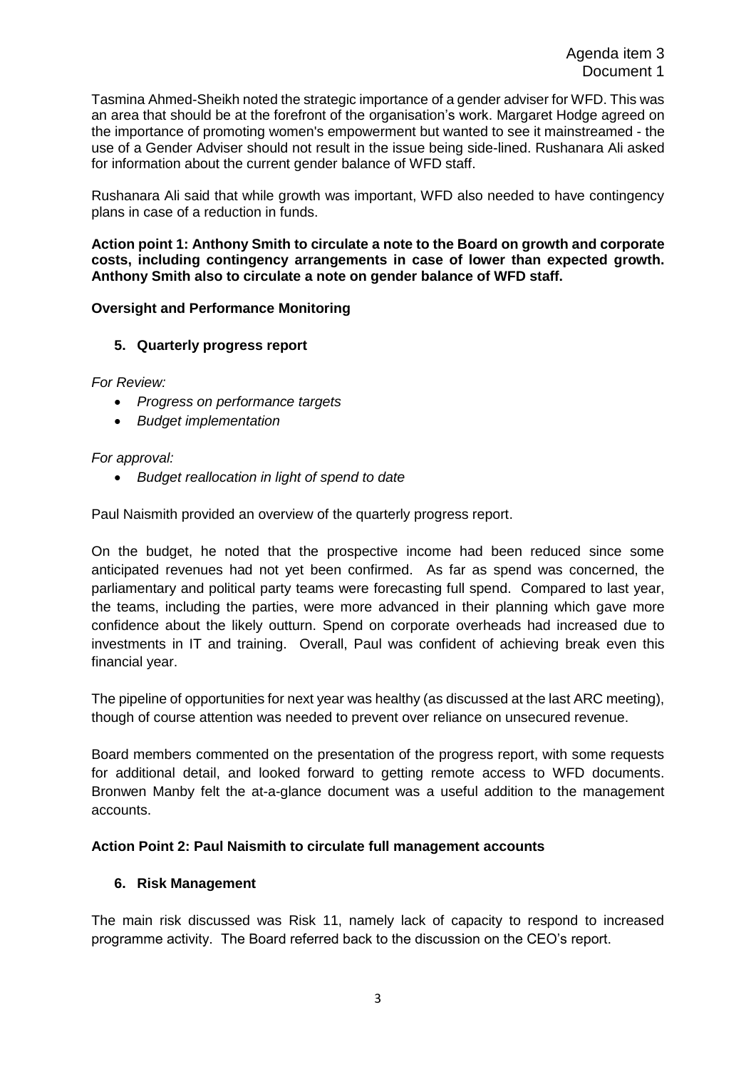Agenda item 3
Document 1

Tasmina Ahmed-Sheikh noted the strategic importance of a gender adviser for WFD. This was an area that should be at the forefront of the organisation's work. Margaret Hodge agreed on the importance of promoting women's empowerment but wanted to see it mainstreamed - the use of a Gender Adviser should not result in the issue being side-lined. Rushanara Ali asked for information about the current gender balance of WFD staff.

Rushanara Ali said that while growth was important, WFD also needed to have contingency plans in case of a reduction in funds.

**Action point 1: Anthony Smith to circulate a note to the Board on growth and corporate costs, including contingency arrangements in case of lower than expected growth. Anthony Smith also to circulate a note on gender balance of WFD staff.**

**Oversight and Performance Monitoring**

**5. Quarterly progress report**

*For Review:*

- *Progress on performance targets*
- *Budget implementation*

*For approval:*

- *Budget reallocation in light of spend to date*

Paul Naismith provided an overview of the quarterly progress report.

On the budget, he noted that the prospective income had been reduced since some anticipated revenues had not yet been confirmed. As far as spend was concerned, the parliamentary and political party teams were forecasting full spend. Compared to last year, the teams, including the parties, were more advanced in their planning which gave more confidence about the likely outturn. Spend on corporate overheads had increased due to investments in IT and training. Overall, Paul was confident of achieving break even this financial year.

The pipeline of opportunities for next year was healthy (as discussed at the last ARC meeting), though of course attention was needed to prevent over reliance on unsecured revenue.

Board members commented on the presentation of the progress report, with some requests for additional detail, and looked forward to getting remote access to WFD documents. Bronwen Manby felt the at-a-glance document was a useful addition to the management accounts.

**Action Point 2: Paul Naismith to circulate full management accounts**

**6. Risk Management**

The main risk discussed was Risk 11, namely lack of capacity to respond to increased programme activity. The Board referred back to the discussion on the CEO's report.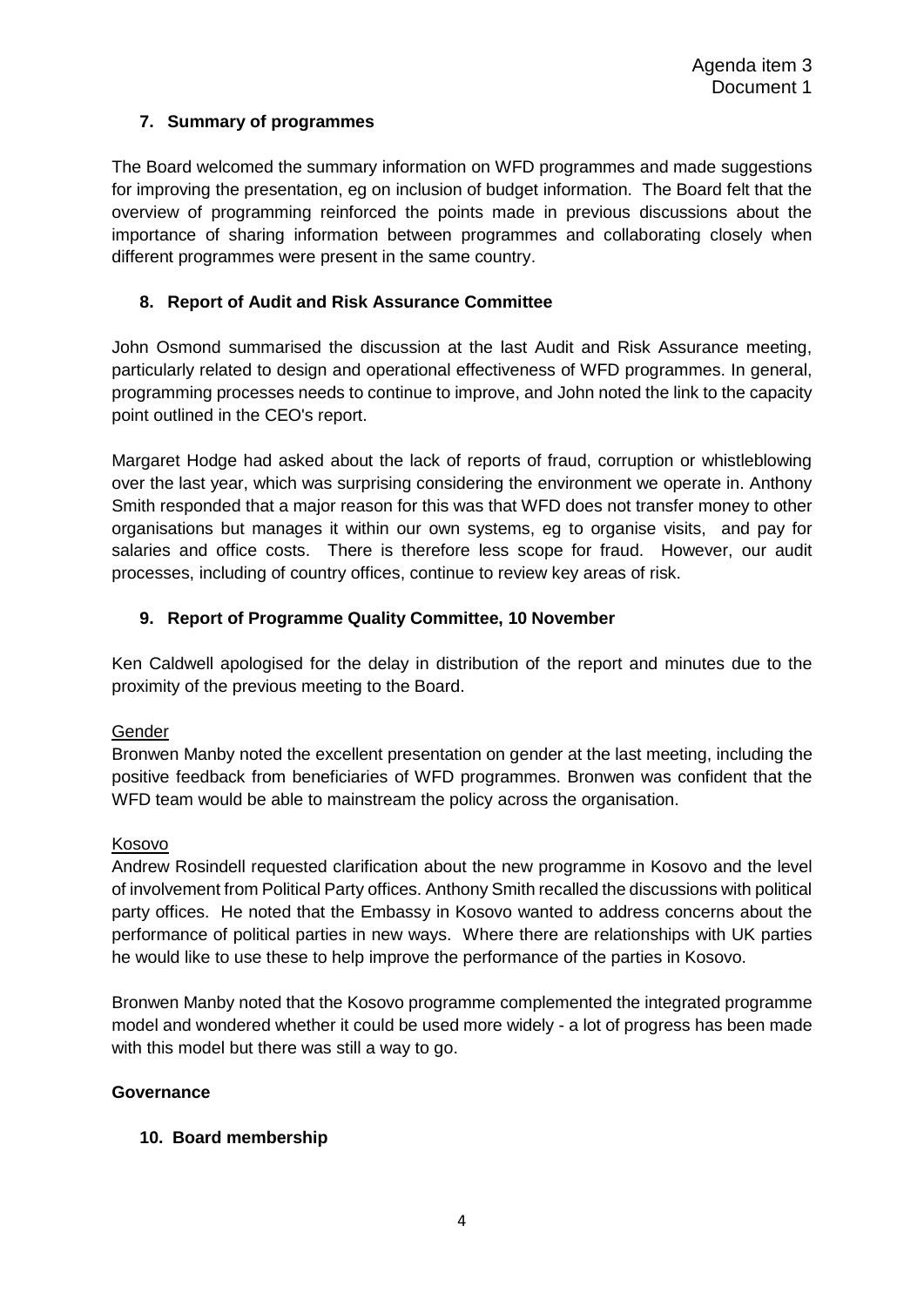Agenda item 3
Document 1

## 7. Summary of programmes

The Board welcomed the summary information on WFD programmes and made suggestions for improving the presentation, eg on inclusion of budget information. The Board felt that the overview of programming reinforced the points made in previous discussions about the importance of sharing information between programmes and collaborating closely when different programmes were present in the same country.

## 8. Report of Audit and Risk Assurance Committee

John Osmond summarised the discussion at the last Audit and Risk Assurance meeting, particularly related to design and operational effectiveness of WFD programmes. In general, programming processes needs to continue to improve, and John noted the link to the capacity point outlined in the CEO's report.

Margaret Hodge had asked about the lack of reports of fraud, corruption or whistleblowing over the last year, which was surprising considering the environment we operate in. Anthony Smith responded that a major reason for this was that WFD does not transfer money to other organisations but manages it within our own systems, eg to organise visits, and pay for salaries and office costs. There is therefore less scope for fraud. However, our audit processes, including of country offices, continue to review key areas of risk.

## 9. Report of Programme Quality Committee, 10 November

Ken Caldwell apologised for the delay in distribution of the report and minutes due to the proximity of the previous meeting to the Board.

<u>Gender</u>

Bronwen Manby noted the excellent presentation on gender at the last meeting, including the positive feedback from beneficiaries of WFD programmes. Bronwen was confident that the WFD team would be able to mainstream the policy across the organisation.

<u>Kosovo</u>

Andrew Rosindell requested clarification about the new programme in Kosovo and the level of involvement from Political Party offices. Anthony Smith recalled the discussions with political party offices. He noted that the Embassy in Kosovo wanted to address concerns about the performance of political parties in new ways. Where there are relationships with UK parties he would like to use these to help improve the performance of the parties in Kosovo.

Bronwen Manby noted that the Kosovo programme complemented the integrated programme model and wondered whether it could be used more widely - a lot of progress has been made with this model but there was still a way to go.

**Governance**

## 10. Board membership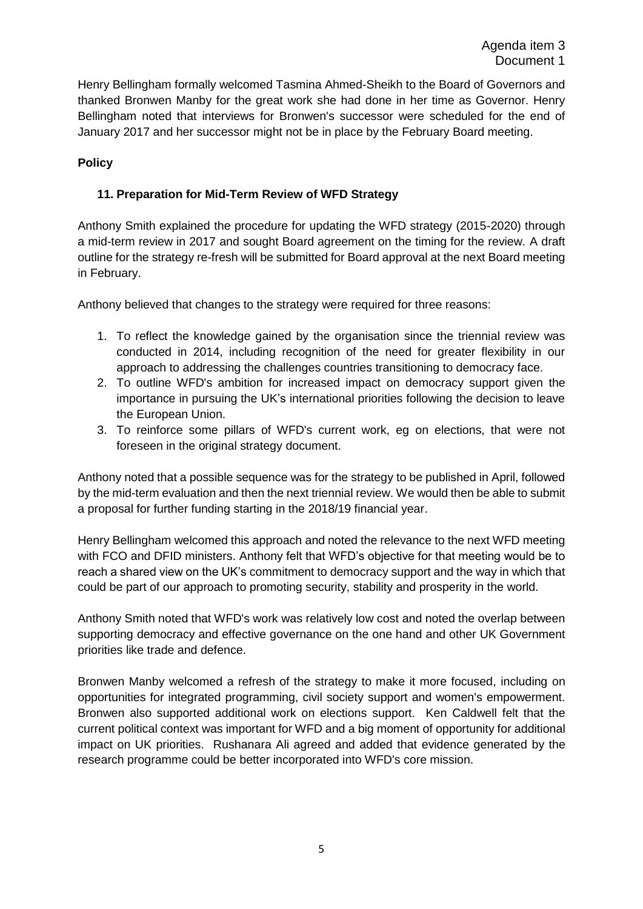Henry Bellingham formally welcomed Tasmina Ahmed-Sheikh to the Board of Governors and thanked Bronwen Manby for the great work she had done in her time as Governor. Henry Bellingham noted that interviews for Bronwen's successor were scheduled for the end of January 2017 and her successor might not be in place by the February Board meeting.

**Policy**

**11. Preparation for Mid-Term Review of WFD Strategy**

Anthony Smith explained the procedure for updating the WFD strategy (2015-2020) through a mid-term review in 2017 and sought Board agreement on the timing for the review. A draft outline for the strategy re-fresh will be submitted for Board approval at the next Board meeting in February.

Anthony believed that changes to the strategy were required for three reasons:

1. To reflect the knowledge gained by the organisation since the triennial review was conducted in 2014, including recognition of the need for greater flexibility in our approach to addressing the challenges countries transitioning to democracy face.
2. To outline WFD's ambition for increased impact on democracy support given the importance in pursuing the UK's international priorities following the decision to leave the European Union.
3. To reinforce some pillars of WFD's current work, eg on elections, that were not foreseen in the original strategy document.

Anthony noted that a possible sequence was for the strategy to be published in April, followed by the mid-term evaluation and then the next triennial review. We would then be able to submit a proposal for further funding starting in the 2018/19 financial year.

Henry Bellingham welcomed this approach and noted the relevance to the next WFD meeting with FCO and DFID ministers. Anthony felt that WFD's objective for that meeting would be to reach a shared view on the UK's commitment to democracy support and the way in which that could be part of our approach to promoting security, stability and prosperity in the world.

Anthony Smith noted that WFD's work was relatively low cost and noted the overlap between supporting democracy and effective governance on the one hand and other UK Government priorities like trade and defence.

Bronwen Manby welcomed a refresh of the strategy to make it more focused, including on opportunities for integrated programming, civil society support and women's empowerment. Bronwen also supported additional work on elections support. Ken Caldwell felt that the current political context was important for WFD and a big moment of opportunity for additional impact on UK priorities. Rushanara Ali agreed and added that evidence generated by the research programme could be better incorporated into WFD's core mission.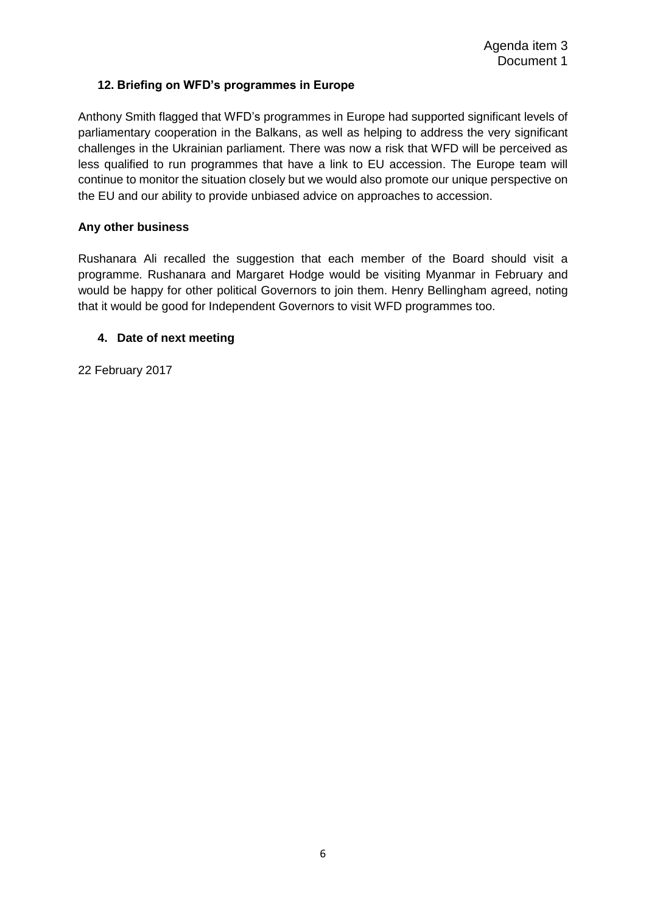Agenda item 3
Document 1

### 12. Briefing on WFD's programmes in Europe

Anthony Smith flagged that WFD's programmes in Europe had supported significant levels of parliamentary cooperation in the Balkans, as well as helping to address the very significant challenges in the Ukrainian parliament. There was now a risk that WFD will be perceived as less qualified to run programmes that have a link to EU accession. The Europe team will continue to monitor the situation closely but we would also promote our unique perspective on the EU and our ability to provide unbiased advice on approaches to accession.

### Any other business

Rushanara Ali recalled the suggestion that each member of the Board should visit a programme. Rushanara and Margaret Hodge would be visiting Myanmar in February and would be happy for other political Governors to join them. Henry Bellingham agreed, noting that it would be good for Independent Governors to visit WFD programmes too.

### 4. Date of next meeting

22 February 2017